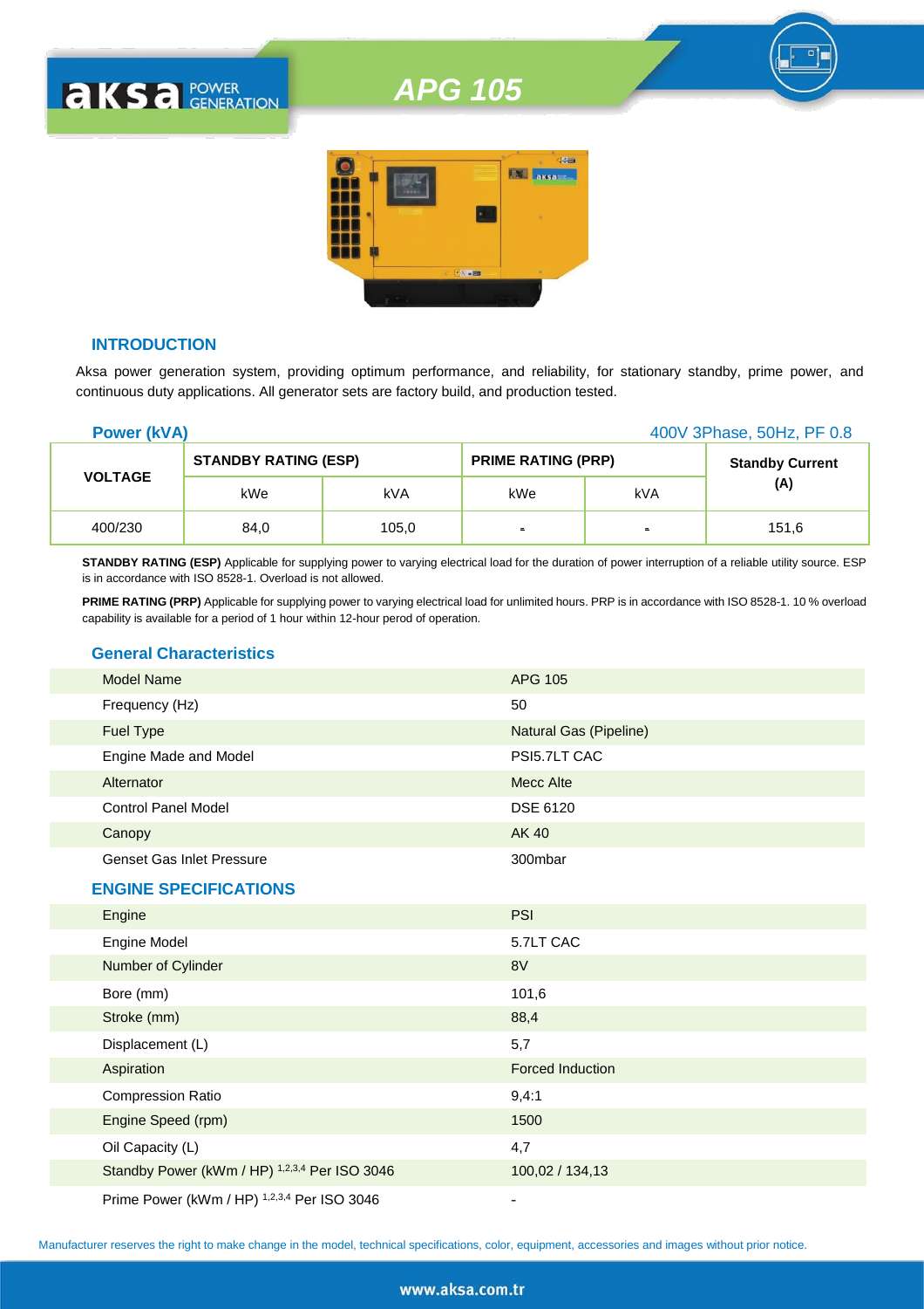# APG 105

## INTRODUCTION

Aksa power generation system, providing optimum performance, and reliability, for stationary standby, prime power, and continuous duty applications. All generator sets are factory build, and production tested.

**Power (kVA)** 400V 3Phase, 50Hz, PF 0.8

| VOLTAGE | STANDBY RATING (ESP) | | PRIME RATING (PRP) | | Standby Current (A) |
|---|---|---|---|---|---|
| | kWe | kVA | kWe | kVA | |
| 400/230 | 84,0 | 105,0 | - | - | 151,6 |

**STANDBY RATING (ESP)** Applicable for supplying power to varying electrical load for the duration of power interruption of a reliable utility source. ESP is in accordance with ISO 8528-1. Overload is not allowed.

**PRIME RATING (PRP)** Applicable for supplying power to varying electrical load for unlimited hours. PRP is in accordance with ISO 8528-1. 10 % overload capability is available for a period of 1 hour within 12-hour perod of operation.

## General Characteristics

| | |
|---|---|
| Model Name | APG 105 |
| Frequency (Hz) | 50 |
| Fuel Type | Natural Gas (Pipeline) |
| Engine Made and Model | PSI5.7LT CAC |
| Alternator | Mecc Alte |
| Control Panel Model | DSE 6120 |
| Canopy | AK 40 |
| Genset Gas Inlet Pressure | 300mbar |

## ENGINE SPECIFICATIONS

| | |
|---|---|
| Engine | PSI |
| Engine Model | 5.7LT CAC |
| Number of Cylinder | 8V |
| Bore (mm) | 101,6 |
| Stroke (mm) | 88,4 |
| Displacement (L) | 5,7 |
| Aspiration | Forced Induction |
| Compression Ratio | 9,4:1 |
| Engine Speed (rpm) | 1500 |
| Oil Capacity (L) | 4,7 |
| Standby Power (kWm / HP) [1,2,3,4] Per ISO 3046 | 100,02 / 134,13 |
| Prime Power (kWm / HP) [1,2,3,4] Per ISO 3046 | - |

Manufacturer reserves the right to make change in the model, technical specifications, color, equipment, accessories and images without prior notice.

www.aksa.com.tr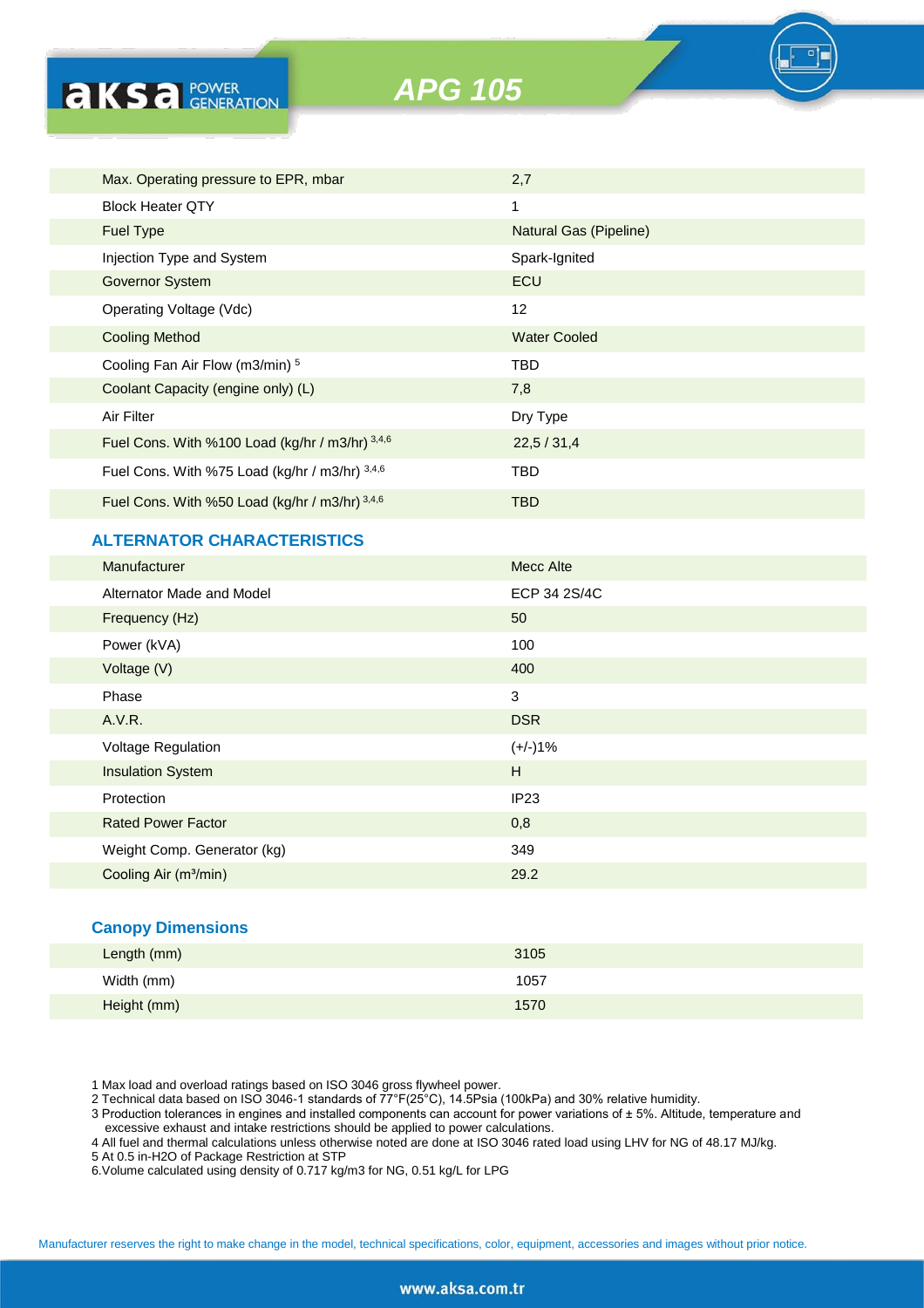# APG 105

| | |
|---|---|
| Max. Operating pressure to EPR, mbar | 2,7 |
| Block Heater QTY | 1 |
| Fuel Type | Natural Gas (Pipeline) |
| Injection Type and System | Spark-Ignited |
| Governor System | ECU |
| Operating Voltage (Vdc) | 12 |
| Cooling Method | Water Cooled |
| Cooling Fan Air Flow (m3/min) [5] | TBD |
| Coolant Capacity (engine only) (L) | 7,8 |
| Air Filter | Dry Type |
| Fuel Cons. With %100 Load (kg/hr / m3/hr) [3,4,6] | 22,5 / 31,4 |
| Fuel Cons. With %75 Load (kg/hr / m3/hr) [3,4,6] | TBD |
| Fuel Cons. With %50 Load (kg/hr / m3/hr) [3,4,6] | TBD |

## ALTERNATOR CHARACTERISTICS

| | |
|---|---|
| Manufacturer | Mecc Alte |
| Alternator Made and Model | ECP 34 2S/4C |
| Frequency (Hz) | 50 |
| Power (kVA) | 100 |
| Voltage (V) | 400 |
| Phase | 3 |
| A.V.R. | DSR |
| Voltage Regulation | (+/-)1% |
| Insulation System | H |
| Protection | IP23 |
| Rated Power Factor | 0,8 |
| Weight Comp. Generator (kg) | 349 |
| Cooling Air (m³/min) | 29.2 |

## Canopy Dimensions

| | |
|---|---|
| Length (mm) | 3105 |
| Width (mm) | 1057 |
| Height (mm) | 1570 |

1 Max load and overload ratings based on ISO 3046 gross flywheel power.
2 Technical data based on ISO 3046-1 standards of 77°F(25°C), 14.5Psia (100kPa) and 30% relative humidity.
3 Production tolerances in engines and installed components can account for power variations of ± 5%. Altitude, temperature and excessive exhaust and intake restrictions should be applied to power calculations.
4 All fuel and thermal calculations unless otherwise noted are done at ISO 3046 rated load using LHV for NG of 48.17 MJ/kg.
5 At 0.5 in-H2O of Package Restriction at STP
6.Volume calculated using density of 0.717 kg/m3 for NG, 0.51 kg/L for LPG

Manufacturer reserves the right to make change in the model, technical specifications, color, equipment, accessories and images without prior notice.

www.aksa.com.tr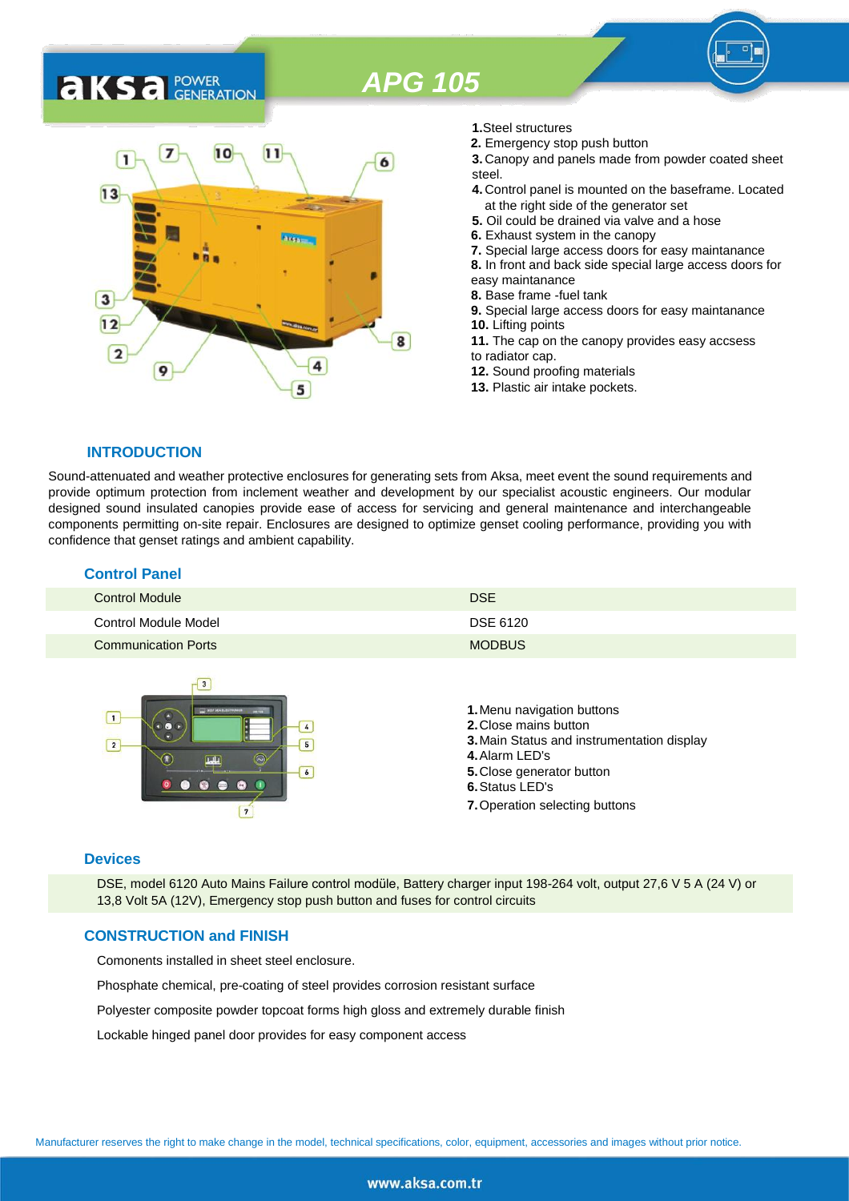# APG 105

1. Steel structures
2. Emergency stop push button
3. Canopy and panels made from powder coated sheet steel.
4. Control panel is mounted on the baseframe. Located at the right side of the generator set
5. Oil could be drained via valve and a hose
6. Exhaust system in the canopy
7. Special large access doors for easy maintanance
8. In front and back side special large access doors for easy maintanance
8. Base frame -fuel tank
9. Special large access doors for easy maintanance
10. Lifting points
11. The cap on the canopy provides easy accsess to radiator cap.
12. Sound proofing materials
13. Plastic air intake pockets.

## INTRODUCTION

Sound-attenuated and weather protective enclosures for generating sets from Aksa, meet event the sound requirements and provide optimum protection from inclement weather and development by our specialist acoustic engineers. Our modular designed sound insulated canopies provide ease of access for servicing and general maintenance and interchangeable components permitting on-site repair. Enclosures are designed to optimize genset cooling performance, providing you with confidence that genset ratings and ambient capability.

## Control Panel

| | |
|---|---|
| Control Module | DSE |
| Control Module Model | DSE 6120 |
| Communication Ports | MODBUS |

1. Menu navigation buttons
2. Close mains button
3. Main Status and instrumentation display
4. Alarm LED's
5. Close generator button
6. Status LED's
7. Operation selecting buttons

## Devices

DSE, model 6120 Auto Mains Failure control modüle, Battery charger input 198-264 volt, output 27,6 V 5 A (24 V) or 13,8 Volt 5A (12V), Emergency stop push button and fuses for control circuits

## CONSTRUCTION and FINISH

Comonents installed in sheet steel enclosure.

Phosphate chemical, pre-coating of steel provides corrosion resistant surface

Polyester composite powder topcoat forms high gloss and extremely durable finish

Lockable hinged panel door provides for easy component access

Manufacturer reserves the right to make change in the model, technical specifications, color, equipment, accessories and images without prior notice.

www.aksa.com.tr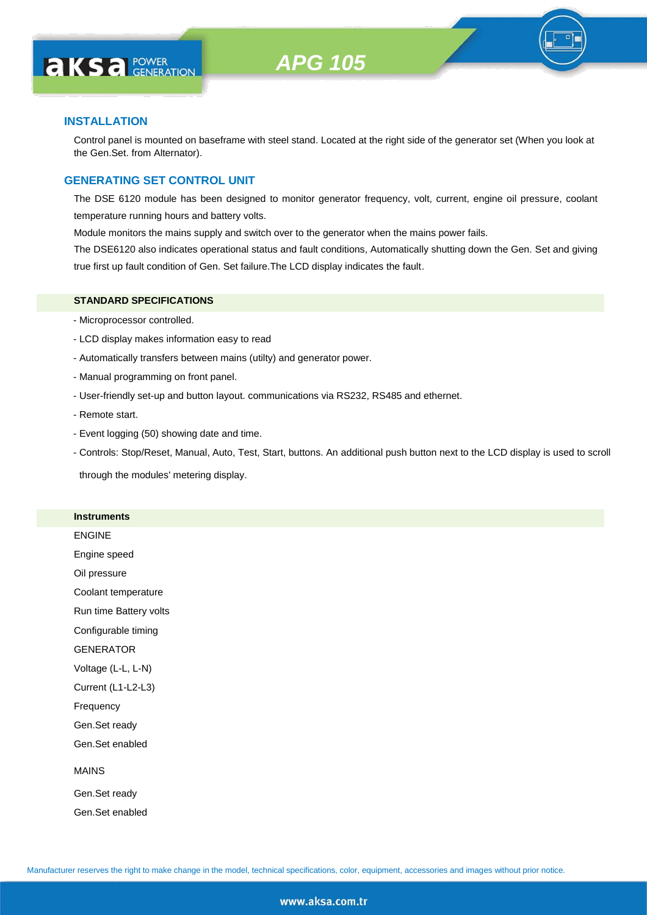# APG 105

## INSTALLATION

Control panel is mounted on baseframe with steel stand. Located at the right side of the generator set (When you look at the Gen.Set. from Alternator).

## GENERATING SET CONTROL UNIT

The DSE 6120 module has been designed to monitor generator frequency, volt, current, engine oil pressure, coolant temperature running hours and battery volts.

Module monitors the mains supply and switch over to the generator when the mains power fails.

The DSE6120 also indicates operational status and fault conditions, Automatically shutting down the Gen. Set and giving true first up fault condition of Gen. Set failure.The LCD display indicates the fault.

### STANDARD SPECIFICATIONS

- Microprocessor controlled.
- LCD display makes information easy to read
- Automatically transfers between mains (utilty) and generator power.
- Manual programming on front panel.
- User-friendly set-up and button layout. communications via RS232, RS485 and ethernet.
- Remote start.
- Event logging (50) showing date and time.
- Controls: Stop/Reset, Manual, Auto, Test, Start, buttons. An additional push button next to the LCD display is used to scroll through the modules' metering display.

### Instruments

ENGINE

Engine speed

Oil pressure

Coolant temperature

Run time Battery volts

Configurable timing

GENERATOR

Voltage (L-L, L-N)

Current (L1-L2-L3)

Frequency

Gen.Set ready

Gen.Set enabled

MAINS

Gen.Set ready

Gen.Set enabled

Manufacturer reserves the right to make change in the model, technical specifications, color, equipment, accessories and images without prior notice.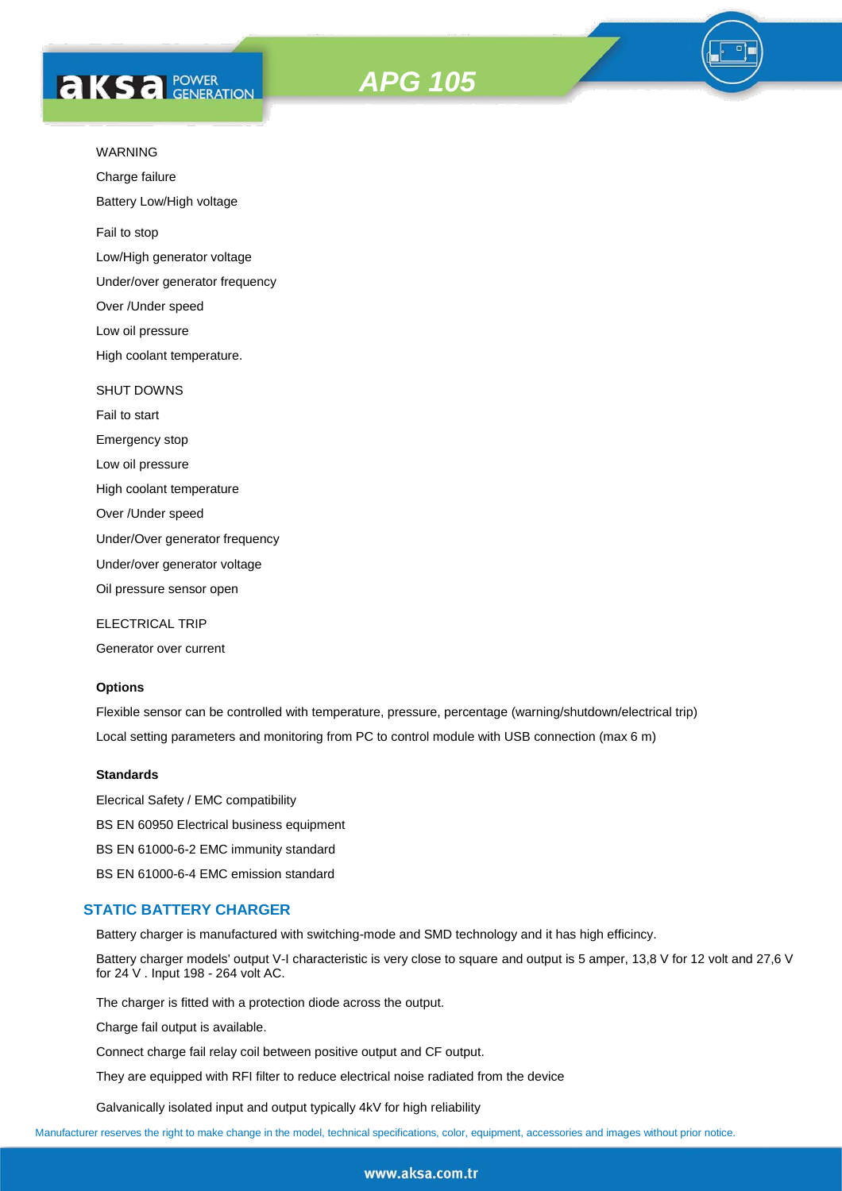WARNING

Charge failure

Battery Low/High voltage

Fail to stop

Low/High generator voltage

Under/over generator frequency

Over /Under speed

Low oil pressure

High coolant temperature.

SHUT DOWNS

Fail to start

Emergency stop

Low oil pressure

High coolant temperature

Over /Under speed

Under/Over generator frequency

Under/over generator voltage

Oil pressure sensor open

ELECTRICAL TRIP

Generator over current

**Options**

Flexible sensor can be controlled with temperature, pressure, percentage (warning/shutdown/electrical trip)

Local setting parameters and monitoring from PC to control module with USB connection (max 6 m)

**Standards**

Elecrical Safety / EMC compatibility

BS EN 60950 Electrical business equipment

BS EN 61000-6-2 EMC immunity standard

BS EN 61000-6-4 EMC emission standard

## STATIC BATTERY CHARGER

Battery charger is manufactured with switching-mode and SMD technology and it has high efficincy.

Battery charger models' output V-I characteristic is very close to square and output is 5 amper, 13,8 V for 12 volt and 27,6 V for 24 V . Input 198 - 264 volt AC.

The charger is fitted with a protection diode across the output.

Charge fail output is available.

Connect charge fail relay coil between positive output and CF output.

They are equipped with RFI filter to reduce electrical noise radiated from the device

Galvanically isolated input and output typically 4kV for high reliability

Manufacturer reserves the right to make change in the model, technical specifications, color, equipment, accessories and images without prior notice.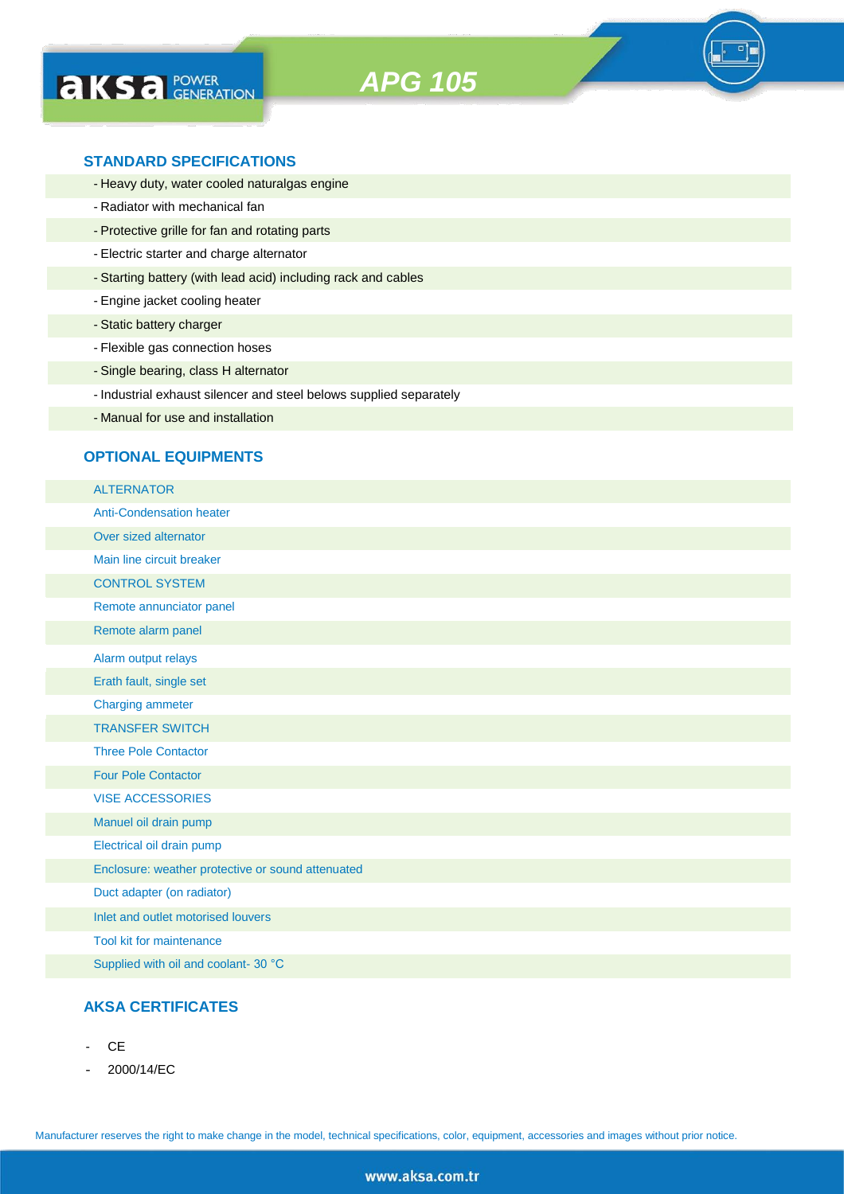# APG 105

## STANDARD SPECIFICATIONS

- Heavy duty, water cooled naturalgas engine
- Radiator with mechanical fan
- Protective grille for fan and rotating parts
- Electric starter and charge alternator
- Starting battery (with lead acid) including rack and cables
- Engine jacket cooling heater
- Static battery charger
- Flexible gas connection hoses
- Single bearing, class H alternator
- Industrial exhaust silencer and steel belows supplied separately
- Manual for use and installation

## OPTIONAL EQUIPMENTS

ALTERNATOR

Anti-Condensation heater

Over sized alternator

Main line circuit breaker

CONTROL SYSTEM

Remote annunciator panel

Remote alarm panel

Alarm output relays

Erath fault, single set

Charging ammeter

TRANSFER SWITCH

Three Pole Contactor

Four Pole Contactor

VISE ACCESSORIES

Manuel oil drain pump

Electrical oil drain pump

Enclosure: weather protective or sound attenuated

Duct adapter (on radiator)

Inlet and outlet motorised louvers

Tool kit for maintenance

Supplied with oil and coolant- 30 °C

## AKSA CERTIFICATES

- CE
- 2000/14/EC

Manufacturer reserves the right to make change in the model, technical specifications, color, equipment, accessories and images without prior notice.

www.aksa.com.tr